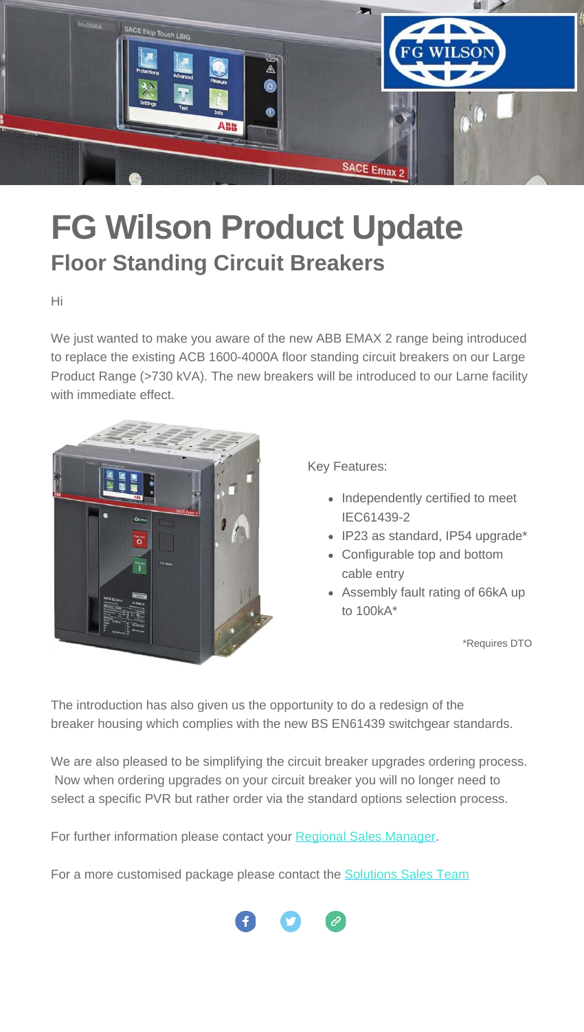# FG Wilson Product Update

## Floor Standing Circuit Breakers

Hi

We just wanted to make you aware of the new ABB EMAX 2 range being introduced to replace the existing ACB 1600-4000A floor standing circuit breakers on our Large Product Range (>730 kVA). The new breakers will be introduced to our Larne facility with immediate effect.

Key Features:

- Independently certified to meet IEC61439-2
- IP23 as standard, IP54 upgrade*
- Configurable top and bottom cable entry
- Assembly fault rating of 66kA up to 100kA*

*Requires DTO

The introduction has also given us the opportunity to do a redesign of the breaker housing which complies with the new BS EN61439 switchgear standards.

We are also pleased to be simplifying the circuit breaker upgrades ordering process. Now when ordering upgrades on your circuit breaker you will no longer need to select a specific PVR but rather order via the standard options selection process.

For further information please contact your Regional Sales Manager.

For a more customised package please contact the Solutions Sales Team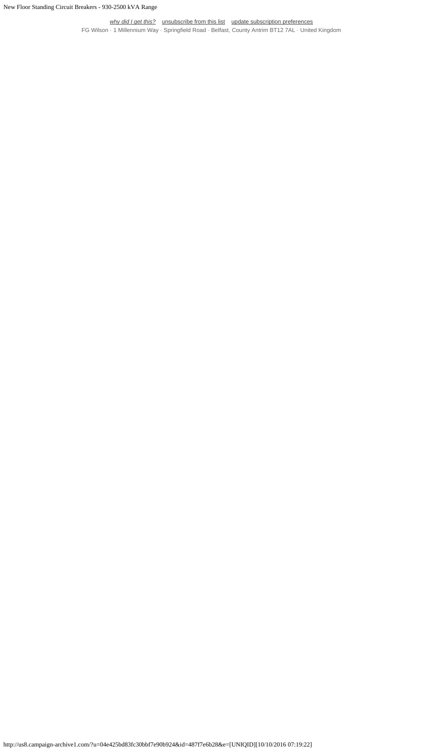*why did I get this?*    unsubscribe from this list    update subscription preferences

FG Wilson · 1 Millennium Way · Springfield Road · Belfast, County Antrim BT12 7AL · United Kingdom